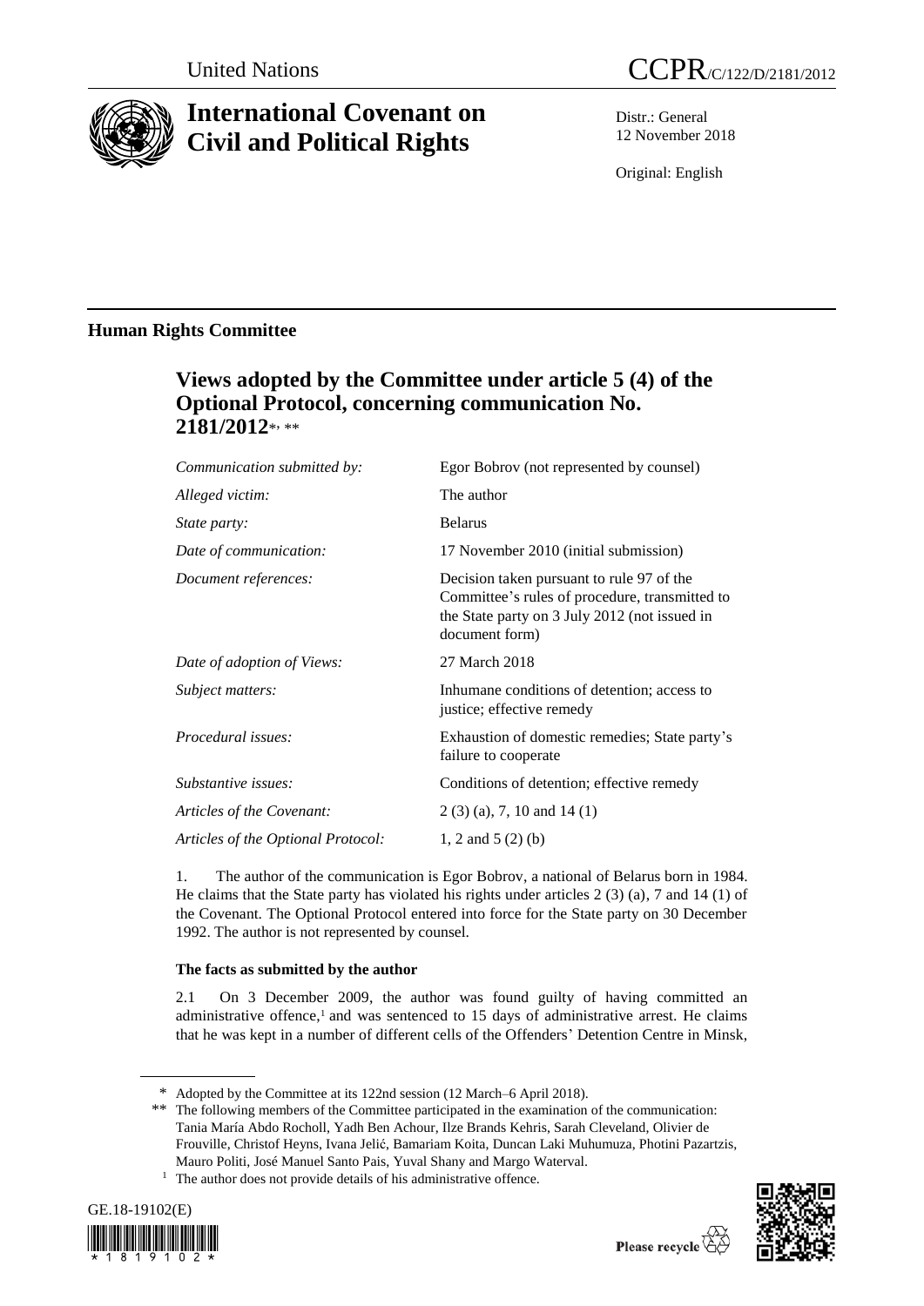United Nations

# CCPR/C/122/D/2181/2012

# International Covenant on Civil and Political Rights

Distr.: General
12 November 2018

Original: English

## Human Rights Committee

## Views adopted by the Committee under article 5 (4) of the Optional Protocol, concerning communication No. 2181/2012*, **

| | |
|---|---|
| *Communication submitted by:* | Egor Bobrov (not represented by counsel) |
| *Alleged victim:* | The author |
| *State party:* | Belarus |
| *Date of communication:* | 17 November 2010 (initial submission) |
| *Document references:* | Decision taken pursuant to rule 97 of the Committee's rules of procedure, transmitted to the State party on 3 July 2012 (not issued in document form) |
| *Date of adoption of Views:* | 27 March 2018 |
| *Subject matters:* | Inhumane conditions of detention; access to justice; effective remedy |
| *Procedural issues:* | Exhaustion of domestic remedies; State party's failure to cooperate |
| *Substantive issues:* | Conditions of detention; effective remedy |
| *Articles of the Covenant:* | 2 (3) (a), 7, 10 and 14 (1) |
| *Articles of the Optional Protocol:* | 1, 2 and 5 (2) (b) |

1. The author of the communication is Egor Bobrov, a national of Belarus born in 1984. He claims that the State party has violated his rights under articles 2 (3) (a), 7 and 14 (1) of the Covenant. The Optional Protocol entered into force for the State party on 30 December 1992. The author is not represented by counsel.

### The facts as submitted by the author

2.1 On 3 December 2009, the author was found guilty of having committed an administrative offence,[1] and was sentenced to 15 days of administrative arrest. He claims that he was kept in a number of different cells of the Offenders' Detention Centre in Minsk,

\* Adopted by the Committee at its 122nd session (12 March–6 April 2018).

\*\* The following members of the Committee participated in the examination of the communication: Tania María Abdo Rocholl, Yadh Ben Achour, Ilze Brands Kehris, Sarah Cleveland, Olivier de Frouville, Christof Heyns, Ivana Jelić, Bamariam Koita, Duncan Laki Muhumuza, Photini Pazartzis, Mauro Politi, José Manuel Santo Pais, Yuval Shany and Margo Waterval.

[1] The author does not provide details of his administrative offence.

GE.18-19102(E)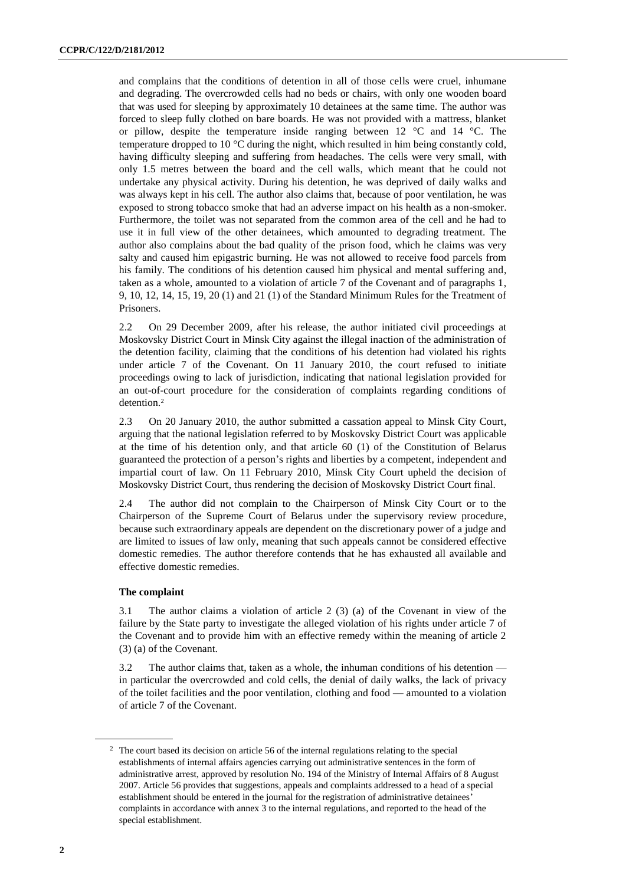and complains that the conditions of detention in all of those cells were cruel, inhumane and degrading. The overcrowded cells had no beds or chairs, with only one wooden board that was used for sleeping by approximately 10 detainees at the same time. The author was forced to sleep fully clothed on bare boards. He was not provided with a mattress, blanket or pillow, despite the temperature inside ranging between 12 °C and 14 °C. The temperature dropped to 10 °C during the night, which resulted in him being constantly cold, having difficulty sleeping and suffering from headaches. The cells were very small, with only 1.5 metres between the board and the cell walls, which meant that he could not undertake any physical activity. During his detention, he was deprived of daily walks and was always kept in his cell. The author also claims that, because of poor ventilation, he was exposed to strong tobacco smoke that had an adverse impact on his health as a non-smoker. Furthermore, the toilet was not separated from the common area of the cell and he had to use it in full view of the other detainees, which amounted to degrading treatment. The author also complains about the bad quality of the prison food, which he claims was very salty and caused him epigastric burning. He was not allowed to receive food parcels from his family. The conditions of his detention caused him physical and mental suffering and, taken as a whole, amounted to a violation of article 7 of the Covenant and of paragraphs 1, 9, 10, 12, 14, 15, 19, 20 (1) and 21 (1) of the Standard Minimum Rules for the Treatment of Prisoners.

2.2 On 29 December 2009, after his release, the author initiated civil proceedings at Moskovsky District Court in Minsk City against the illegal inaction of the administration of the detention facility, claiming that the conditions of his detention had violated his rights under article 7 of the Covenant. On 11 January 2010, the court refused to initiate proceedings owing to lack of jurisdiction, indicating that national legislation provided for an out-of-court procedure for the consideration of complaints regarding conditions of detention.[2]

2.3 On 20 January 2010, the author submitted a cassation appeal to Minsk City Court, arguing that the national legislation referred to by Moskovsky District Court was applicable at the time of his detention only, and that article 60 (1) of the Constitution of Belarus guaranteed the protection of a person's rights and liberties by a competent, independent and impartial court of law. On 11 February 2010, Minsk City Court upheld the decision of Moskovsky District Court, thus rendering the decision of Moskovsky District Court final.

2.4 The author did not complain to the Chairperson of Minsk City Court or to the Chairperson of the Supreme Court of Belarus under the supervisory review procedure, because such extraordinary appeals are dependent on the discretionary power of a judge and are limited to issues of law only, meaning that such appeals cannot be considered effective domestic remedies. The author therefore contends that he has exhausted all available and effective domestic remedies.

### The complaint

3.1 The author claims a violation of article 2 (3) (a) of the Covenant in view of the failure by the State party to investigate the alleged violation of his rights under article 7 of the Covenant and to provide him with an effective remedy within the meaning of article 2 (3) (a) of the Covenant.

3.2 The author claims that, taken as a whole, the inhuman conditions of his detention — in particular the overcrowded and cold cells, the denial of daily walks, the lack of privacy of the toilet facilities and the poor ventilation, clothing and food — amounted to a violation of article 7 of the Covenant.

---

[2] The court based its decision on article 56 of the internal regulations relating to the special establishments of internal affairs agencies carrying out administrative sentences in the form of administrative arrest, approved by resolution No. 194 of the Ministry of Internal Affairs of 8 August 2007. Article 56 provides that suggestions, appeals and complaints addressed to a head of a special establishment should be entered in the journal for the registration of administrative detainees' complaints in accordance with annex 3 to the internal regulations, and reported to the head of the special establishment.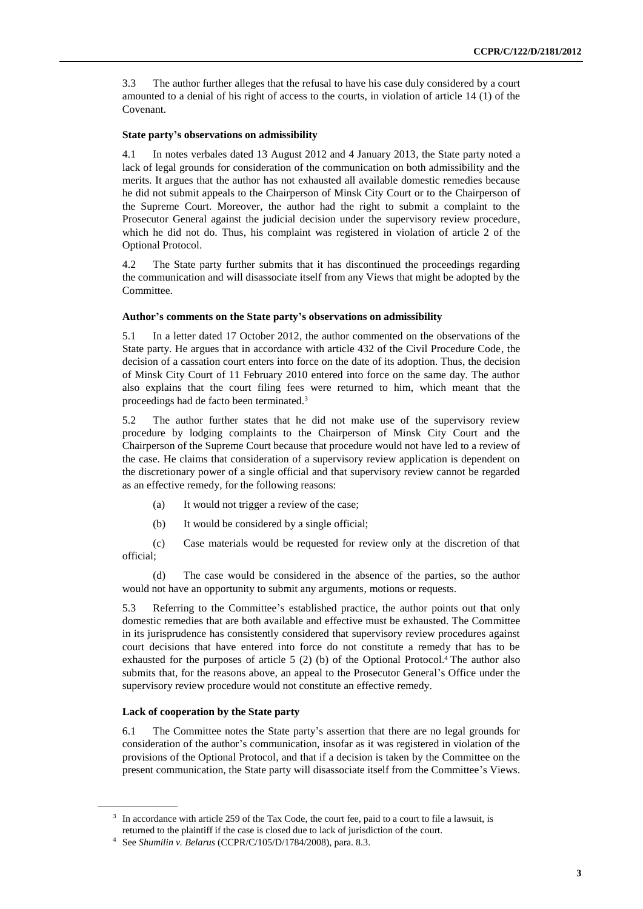3.3 The author further alleges that the refusal to have his case duly considered by a court amounted to a denial of his right of access to the courts, in violation of article 14 (1) of the Covenant.

### State party's observations on admissibility

4.1 In notes verbales dated 13 August 2012 and 4 January 2013, the State party noted a lack of legal grounds for consideration of the communication on both admissibility and the merits. It argues that the author has not exhausted all available domestic remedies because he did not submit appeals to the Chairperson of Minsk City Court or to the Chairperson of the Supreme Court. Moreover, the author had the right to submit a complaint to the Prosecutor General against the judicial decision under the supervisory review procedure, which he did not do. Thus, his complaint was registered in violation of article 2 of the Optional Protocol.

4.2 The State party further submits that it has discontinued the proceedings regarding the communication and will disassociate itself from any Views that might be adopted by the Committee.

### Author's comments on the State party's observations on admissibility

5.1 In a letter dated 17 October 2012, the author commented on the observations of the State party. He argues that in accordance with article 432 of the Civil Procedure Code, the decision of a cassation court enters into force on the date of its adoption. Thus, the decision of Minsk City Court of 11 February 2010 entered into force on the same day. The author also explains that the court filing fees were returned to him, which meant that the proceedings had de facto been terminated.[3]

5.2 The author further states that he did not make use of the supervisory review procedure by lodging complaints to the Chairperson of Minsk City Court and the Chairperson of the Supreme Court because that procedure would not have led to a review of the case. He claims that consideration of a supervisory review application is dependent on the discretionary power of a single official and that supervisory review cannot be regarded as an effective remedy, for the following reasons:

(a) It would not trigger a review of the case;

(b) It would be considered by a single official;

(c) Case materials would be requested for review only at the discretion of that official;

(d) The case would be considered in the absence of the parties, so the author would not have an opportunity to submit any arguments, motions or requests.

5.3 Referring to the Committee's established practice, the author points out that only domestic remedies that are both available and effective must be exhausted. The Committee in its jurisprudence has consistently considered that supervisory review procedures against court decisions that have entered into force do not constitute a remedy that has to be exhausted for the purposes of article 5 (2) (b) of the Optional Protocol.[4] The author also submits that, for the reasons above, an appeal to the Prosecutor General's Office under the supervisory review procedure would not constitute an effective remedy.

### Lack of cooperation by the State party

6.1 The Committee notes the State party's assertion that there are no legal grounds for consideration of the author's communication, insofar as it was registered in violation of the provisions of the Optional Protocol, and that if a decision is taken by the Committee on the present communication, the State party will disassociate itself from the Committee's Views.

---

[3] In accordance with article 259 of the Tax Code, the court fee, paid to a court to file a lawsuit, is returned to the plaintiff if the case is closed due to lack of jurisdiction of the court.

[4] See *Shumilin v. Belarus* (CCPR/C/105/D/1784/2008), para. 8.3.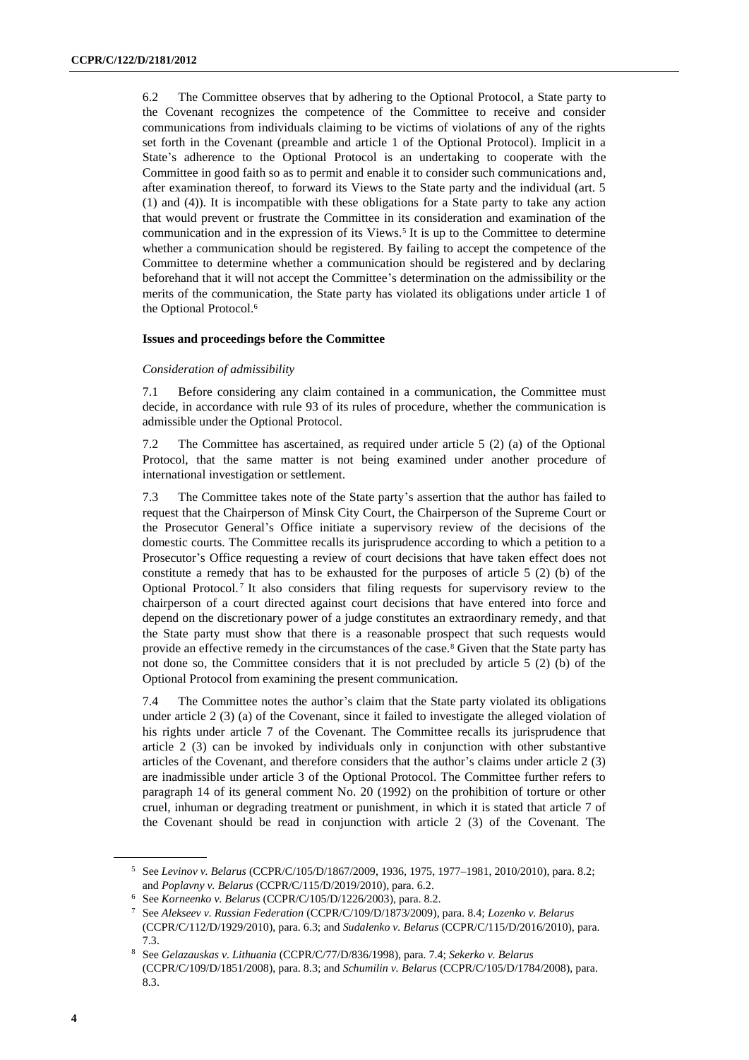6.2 The Committee observes that by adhering to the Optional Protocol, a State party to the Covenant recognizes the competence of the Committee to receive and consider communications from individuals claiming to be victims of violations of any of the rights set forth in the Covenant (preamble and article 1 of the Optional Protocol). Implicit in a State's adherence to the Optional Protocol is an undertaking to cooperate with the Committee in good faith so as to permit and enable it to consider such communications and, after examination thereof, to forward its Views to the State party and the individual (art. 5 (1) and (4)). It is incompatible with these obligations for a State party to take any action that would prevent or frustrate the Committee in its consideration and examination of the communication and in the expression of its Views.[5] It is up to the Committee to determine whether a communication should be registered. By failing to accept the competence of the Committee to determine whether a communication should be registered and by declaring beforehand that it will not accept the Committee's determination on the admissibility or the merits of the communication, the State party has violated its obligations under article 1 of the Optional Protocol.[6]

### Issues and proceedings before the Committee

*Consideration of admissibility*

7.1 Before considering any claim contained in a communication, the Committee must decide, in accordance with rule 93 of its rules of procedure, whether the communication is admissible under the Optional Protocol.

7.2 The Committee has ascertained, as required under article 5 (2) (a) of the Optional Protocol, that the same matter is not being examined under another procedure of international investigation or settlement.

7.3 The Committee takes note of the State party's assertion that the author has failed to request that the Chairperson of Minsk City Court, the Chairperson of the Supreme Court or the Prosecutor General's Office initiate a supervisory review of the decisions of the domestic courts. The Committee recalls its jurisprudence according to which a petition to a Prosecutor's Office requesting a review of court decisions that have taken effect does not constitute a remedy that has to be exhausted for the purposes of article 5 (2) (b) of the Optional Protocol.[7] It also considers that filing requests for supervisory review to the chairperson of a court directed against court decisions that have entered into force and depend on the discretionary power of a judge constitutes an extraordinary remedy, and that the State party must show that there is a reasonable prospect that such requests would provide an effective remedy in the circumstances of the case.[8] Given that the State party has not done so, the Committee considers that it is not precluded by article 5 (2) (b) of the Optional Protocol from examining the present communication.

7.4 The Committee notes the author's claim that the State party violated its obligations under article 2 (3) (a) of the Covenant, since it failed to investigate the alleged violation of his rights under article 7 of the Covenant. The Committee recalls its jurisprudence that article 2 (3) can be invoked by individuals only in conjunction with other substantive articles of the Covenant, and therefore considers that the author's claims under article 2 (3) are inadmissible under article 3 of the Optional Protocol. The Committee further refers to paragraph 14 of its general comment No. 20 (1992) on the prohibition of torture or other cruel, inhuman or degrading treatment or punishment, in which it is stated that article 7 of the Covenant should be read in conjunction with article 2 (3) of the Covenant. The

---

[5] See *Levinov v. Belarus* (CCPR/C/105/D/1867/2009, 1936, 1975, 1977–1981, 2010/2010), para. 8.2; and *Poplavny v. Belarus* (CCPR/C/115/D/2019/2010), para. 6.2.

[6] See *Korneenko v. Belarus* (CCPR/C/105/D/1226/2003), para. 8.2.

[7] See *Alekseev v. Russian Federation* (CCPR/C/109/D/1873/2009), para. 8.4; *Lozenko v. Belarus* (CCPR/C/112/D/1929/2010), para. 6.3; and *Sudalenko v. Belarus* (CCPR/C/115/D/2016/2010), para. 7.3.

[8] See *Gelazauskas v. Lithuania* (CCPR/C/77/D/836/1998), para. 7.4; *Sekerko v. Belarus* (CCPR/C/109/D/1851/2008), para. 8.3; and *Schumilin v. Belarus* (CCPR/C/105/D/1784/2008), para. 8.3.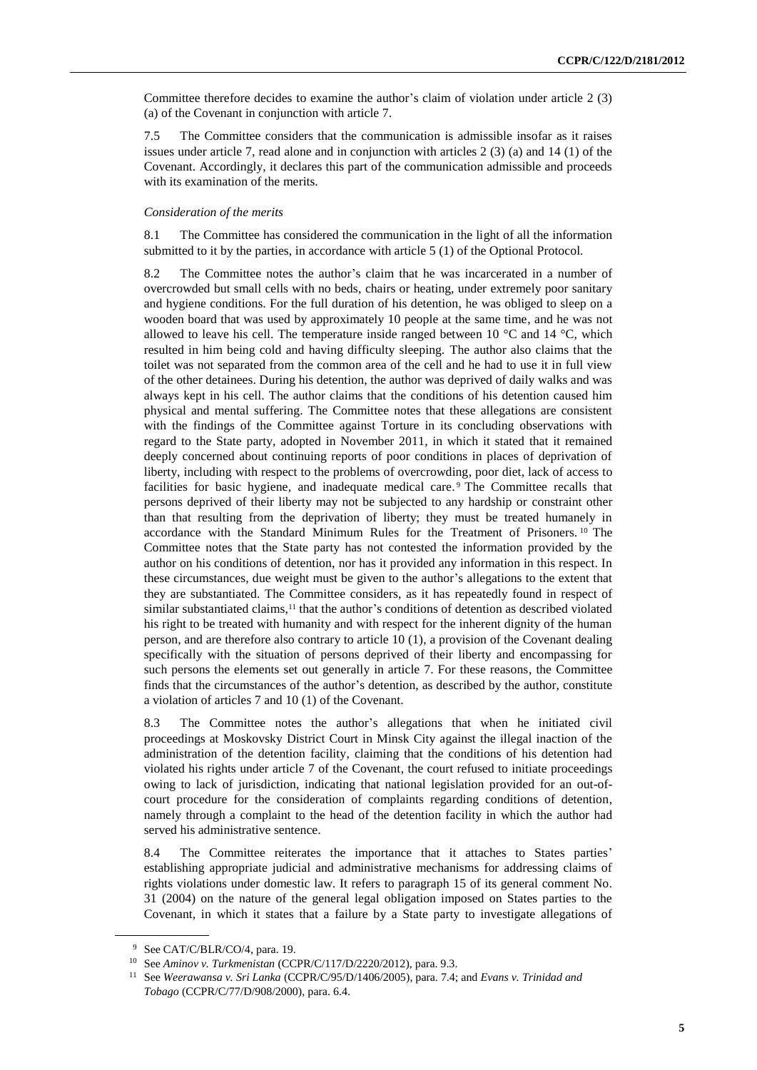Committee therefore decides to examine the author's claim of violation under article 2 (3) (a) of the Covenant in conjunction with article 7.

7.5 The Committee considers that the communication is admissible insofar as it raises issues under article 7, read alone and in conjunction with articles 2 (3) (a) and 14 (1) of the Covenant. Accordingly, it declares this part of the communication admissible and proceeds with its examination of the merits.

*Consideration of the merits*

8.1 The Committee has considered the communication in the light of all the information submitted to it by the parties, in accordance with article 5 (1) of the Optional Protocol.

8.2 The Committee notes the author's claim that he was incarcerated in a number of overcrowded but small cells with no beds, chairs or heating, under extremely poor sanitary and hygiene conditions. For the full duration of his detention, he was obliged to sleep on a wooden board that was used by approximately 10 people at the same time, and he was not allowed to leave his cell. The temperature inside ranged between 10 °C and 14 °C, which resulted in him being cold and having difficulty sleeping. The author also claims that the toilet was not separated from the common area of the cell and he had to use it in full view of the other detainees. During his detention, the author was deprived of daily walks and was always kept in his cell. The author claims that the conditions of his detention caused him physical and mental suffering. The Committee notes that these allegations are consistent with the findings of the Committee against Torture in its concluding observations with regard to the State party, adopted in November 2011, in which it stated that it remained deeply concerned about continuing reports of poor conditions in places of deprivation of liberty, including with respect to the problems of overcrowding, poor diet, lack of access to facilities for basic hygiene, and inadequate medical care.[9] The Committee recalls that persons deprived of their liberty may not be subjected to any hardship or constraint other than that resulting from the deprivation of liberty; they must be treated humanely in accordance with the Standard Minimum Rules for the Treatment of Prisoners.[10] The Committee notes that the State party has not contested the information provided by the author on his conditions of detention, nor has it provided any information in this respect. In these circumstances, due weight must be given to the author's allegations to the extent that they are substantiated. The Committee considers, as it has repeatedly found in respect of similar substantiated claims,[11] that the author's conditions of detention as described violated his right to be treated with humanity and with respect for the inherent dignity of the human person, and are therefore also contrary to article 10 (1), a provision of the Covenant dealing specifically with the situation of persons deprived of their liberty and encompassing for such persons the elements set out generally in article 7. For these reasons, the Committee finds that the circumstances of the author's detention, as described by the author, constitute a violation of articles 7 and 10 (1) of the Covenant.

8.3 The Committee notes the author's allegations that when he initiated civil proceedings at Moskovsky District Court in Minsk City against the illegal inaction of the administration of the detention facility, claiming that the conditions of his detention had violated his rights under article 7 of the Covenant, the court refused to initiate proceedings owing to lack of jurisdiction, indicating that national legislation provided for an out-of-court procedure for the consideration of complaints regarding conditions of detention, namely through a complaint to the head of the detention facility in which the author had served his administrative sentence.

8.4 The Committee reiterates the importance that it attaches to States parties' establishing appropriate judicial and administrative mechanisms for addressing claims of rights violations under domestic law. It refers to paragraph 15 of its general comment No. 31 (2004) on the nature of the general legal obligation imposed on States parties to the Covenant, in which it states that a failure by a State party to investigate allegations of

[9] See CAT/C/BLR/CO/4, para. 19.

[10] See *Aminov v. Turkmenistan* (CCPR/C/117/D/2220/2012), para. 9.3.

[11] See *Weerawansa v. Sri Lanka* (CCPR/C/95/D/1406/2005), para. 7.4; and *Evans v. Trinidad and Tobago* (CCPR/C/77/D/908/2000), para. 6.4.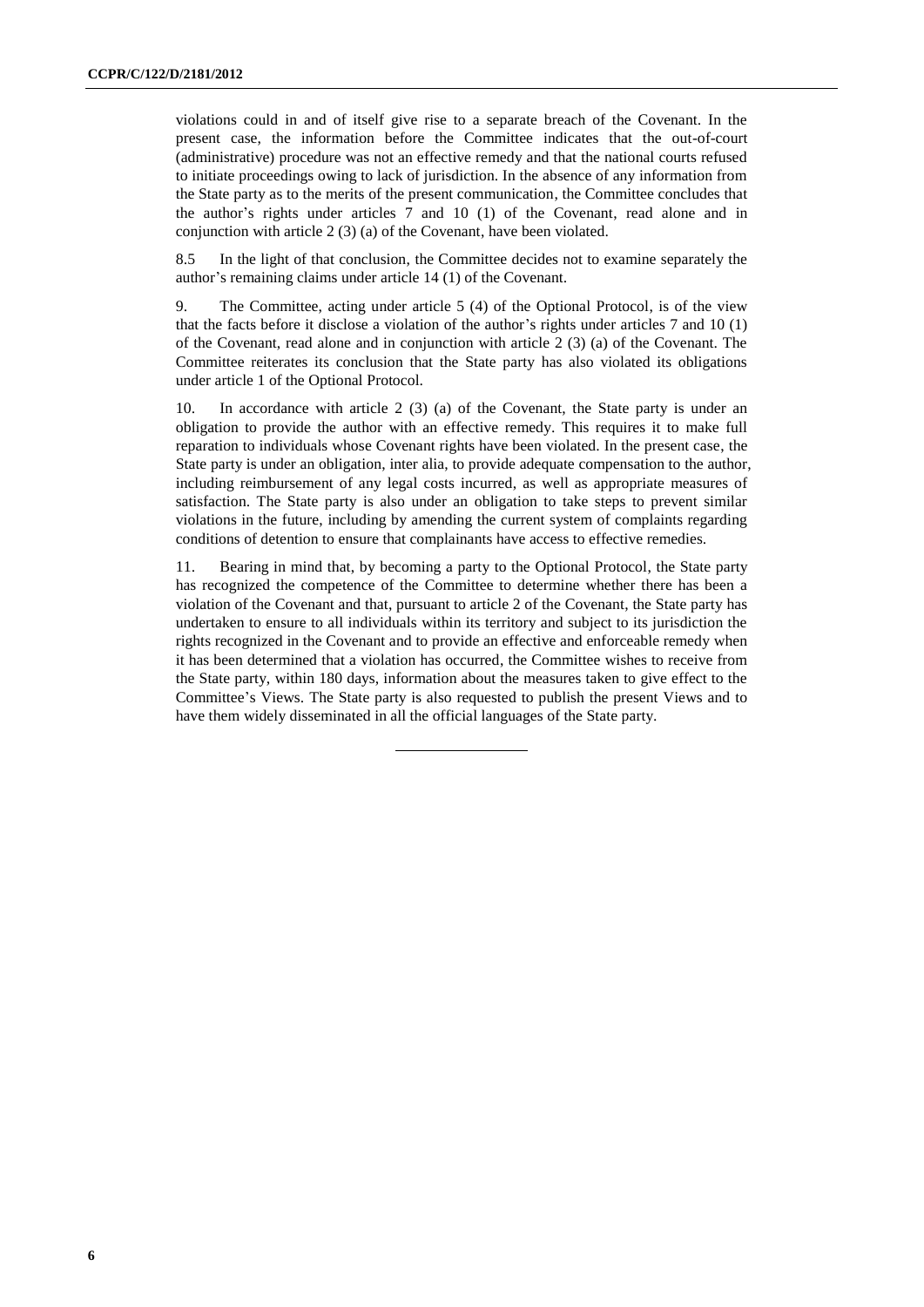violations could in and of itself give rise to a separate breach of the Covenant. In the present case, the information before the Committee indicates that the out-of-court (administrative) procedure was not an effective remedy and that the national courts refused to initiate proceedings owing to lack of jurisdiction. In the absence of any information from the State party as to the merits of the present communication, the Committee concludes that the author's rights under articles 7 and 10 (1) of the Covenant, read alone and in conjunction with article 2 (3) (a) of the Covenant, have been violated.

8.5 In the light of that conclusion, the Committee decides not to examine separately the author's remaining claims under article 14 (1) of the Covenant.

9. The Committee, acting under article 5 (4) of the Optional Protocol, is of the view that the facts before it disclose a violation of the author's rights under articles 7 and 10 (1) of the Covenant, read alone and in conjunction with article 2 (3) (a) of the Covenant. The Committee reiterates its conclusion that the State party has also violated its obligations under article 1 of the Optional Protocol.

10. In accordance with article 2 (3) (a) of the Covenant, the State party is under an obligation to provide the author with an effective remedy. This requires it to make full reparation to individuals whose Covenant rights have been violated. In the present case, the State party is under an obligation, inter alia, to provide adequate compensation to the author, including reimbursement of any legal costs incurred, as well as appropriate measures of satisfaction. The State party is also under an obligation to take steps to prevent similar violations in the future, including by amending the current system of complaints regarding conditions of detention to ensure that complainants have access to effective remedies.

11. Bearing in mind that, by becoming a party to the Optional Protocol, the State party has recognized the competence of the Committee to determine whether there has been a violation of the Covenant and that, pursuant to article 2 of the Covenant, the State party has undertaken to ensure to all individuals within its territory and subject to its jurisdiction the rights recognized in the Covenant and to provide an effective and enforceable remedy when it has been determined that a violation has occurred, the Committee wishes to receive from the State party, within 180 days, information about the measures taken to give effect to the Committee's Views. The State party is also requested to publish the present Views and to have them widely disseminated in all the official languages of the State party.